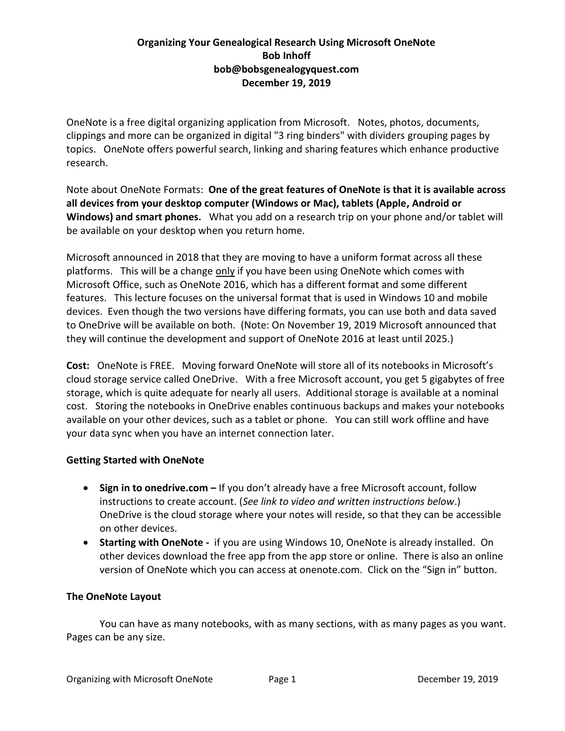# Organizing Your Genealogical Research Using Microsoft OneNote

**Bob Inhoff**

**bob@bobsgenealogyquest.com**

**December 19, 2019**

OneNote is a free digital organizing application from Microsoft. Notes, photos, documents, clippings and more can be organized in digital "3 ring binders" with dividers grouping pages by topics. OneNote offers powerful search, linking and sharing features which enhance productive research.

Note about OneNote Formats: **One of the great features of OneNote is that it is available across all devices from your desktop computer (Windows or Mac), tablets (Apple, Android or Windows) and smart phones.** What you add on a research trip on your phone and/or tablet will be available on your desktop when you return home.

Microsoft announced in 2018 that they are moving to have a uniform format across all these platforms. This will be a change <u>only</u> if you have been using OneNote which comes with Microsoft Office, such as OneNote 2016, which has a different format and some different features. This lecture focuses on the universal format that is used in Windows 10 and mobile devices. Even though the two versions have differing formats, you can use both and data saved to OneDrive will be available on both. (Note: On November 19, 2019 Microsoft announced that they will continue the development and support of OneNote 2016 at least until 2025.)

**Cost:** OneNote is FREE. Moving forward OneNote will store all of its notebooks in Microsoft's cloud storage service called OneDrive. With a free Microsoft account, you get 5 gigabytes of free storage, which is quite adequate for nearly all users. Additional storage is available at a nominal cost. Storing the notebooks in OneDrive enables continuous backups and makes your notebooks available on your other devices, such as a tablet or phone. You can still work offline and have your data sync when you have an internet connection later.

### Getting Started with OneNote

- **Sign in to onedrive.com –** If you don't already have a free Microsoft account, follow instructions to create account. (*See link to video and written instructions below*.) OneDrive is the cloud storage where your notes will reside, so that they can be accessible on other devices.
- **Starting with OneNote -** if you are using Windows 10, OneNote is already installed. On other devices download the free app from the app store or online. There is also an online version of OneNote which you can access at onenote.com. Click on the "Sign in" button.

### The OneNote Layout

You can have as many notebooks, with as many sections, with as many pages as you want. Pages can be any size.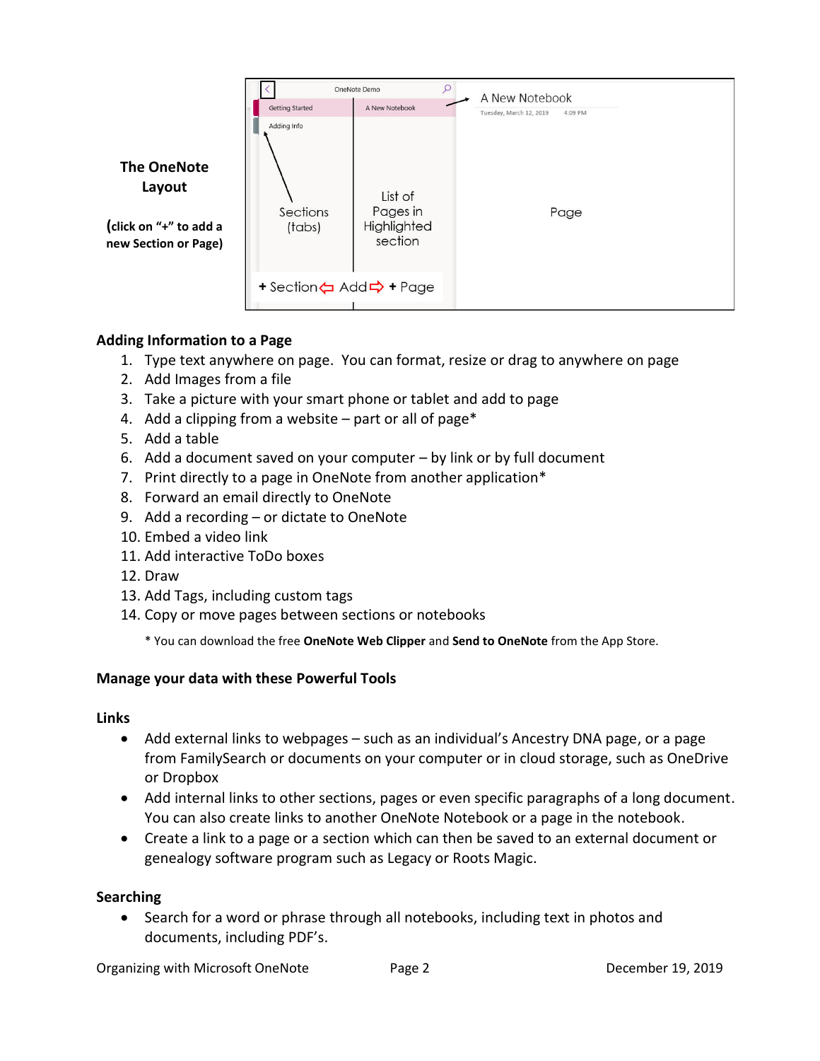**The OneNote Layout**

**(click on "+" to add a new Section or Page)**

OneNote Demo

Getting Started | A New Notebook | A New Notebook

Adding Info

Tuesday, March 12, 2019 4:09 PM

Sections (tabs) | List of Pages in Highlighted section | Page

+ Section ⇦ Add ⇨ + Page

### Adding Information to a Page

1. Type text anywhere on page. You can format, resize or drag to anywhere on page
2. Add Images from a file
3. Take a picture with your smart phone or tablet and add to page
4. Add a clipping from a website – part or all of page*
5. Add a table
6. Add a document saved on your computer – by link or by full document
7. Print directly to a page in OneNote from another application*
8. Forward an email directly to OneNote
9. Add a recording – or dictate to OneNote
10. Embed a video link
11. Add interactive ToDo boxes
12. Draw
13. Add Tags, including custom tags
14. Copy or move pages between sections or notebooks

\* You can download the free **OneNote Web Clipper** and **Send to OneNote** from the App Store.

### Manage your data with these Powerful Tools

#### Links

- Add external links to webpages – such as an individual's Ancestry DNA page, or a page from FamilySearch or documents on your computer or in cloud storage, such as OneDrive or Dropbox
- Add internal links to other sections, pages or even specific paragraphs of a long document. You can also create links to another OneNote Notebook or a page in the notebook.
- Create a link to a page or a section which can then be saved to an external document or genealogy software program such as Legacy or Roots Magic.

#### Searching

- Search for a word or phrase through all notebooks, including text in photos and documents, including PDF's.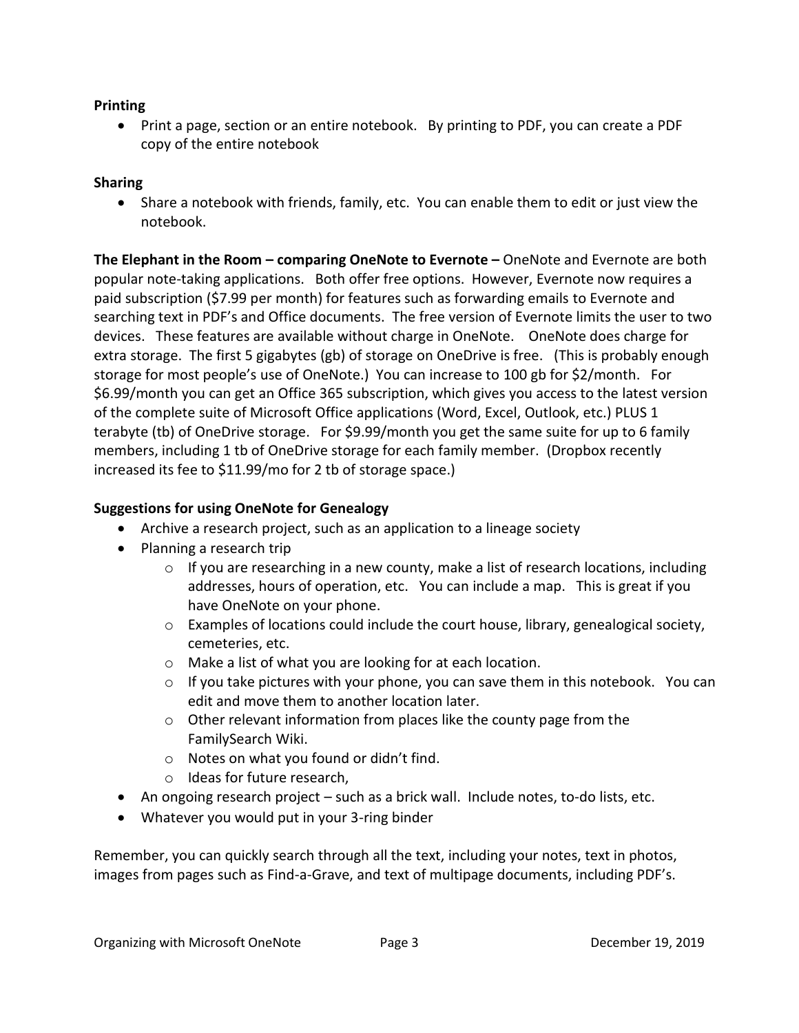**Printing**

- Print a page, section or an entire notebook. By printing to PDF, you can create a PDF copy of the entire notebook

**Sharing**

- Share a notebook with friends, family, etc. You can enable them to edit or just view the notebook.

**The Elephant in the Room – comparing OneNote to Evernote –** OneNote and Evernote are both popular note-taking applications. Both offer free options. However, Evernote now requires a paid subscription ($7.99 per month) for features such as forwarding emails to Evernote and searching text in PDF's and Office documents. The free version of Evernote limits the user to two devices. These features are available without charge in OneNote. OneNote does charge for extra storage. The first 5 gigabytes (gb) of storage on OneDrive is free. (This is probably enough storage for most people's use of OneNote.) You can increase to 100 gb for $2/month. For $6.99/month you can get an Office 365 subscription, which gives you access to the latest version of the complete suite of Microsoft Office applications (Word, Excel, Outlook, etc.) PLUS 1 terabyte (tb) of OneDrive storage. For $9.99/month you get the same suite for up to 6 family members, including 1 tb of OneDrive storage for each family member. (Dropbox recently increased its fee to $11.99/mo for 2 tb of storage space.)

**Suggestions for using OneNote for Genealogy**

- Archive a research project, such as an application to a lineage society
- Planning a research trip
  - If you are researching in a new county, make a list of research locations, including addresses, hours of operation, etc. You can include a map. This is great if you have OneNote on your phone.
  - Examples of locations could include the court house, library, genealogical society, cemeteries, etc.
  - Make a list of what you are looking for at each location.
  - If you take pictures with your phone, you can save them in this notebook. You can edit and move them to another location later.
  - Other relevant information from places like the county page from the FamilySearch Wiki.
  - Notes on what you found or didn't find.
  - Ideas for future research,
- An ongoing research project – such as a brick wall. Include notes, to-do lists, etc.
- Whatever you would put in your 3-ring binder

Remember, you can quickly search through all the text, including your notes, text in photos, images from pages such as Find-a-Grave, and text of multipage documents, including PDF's.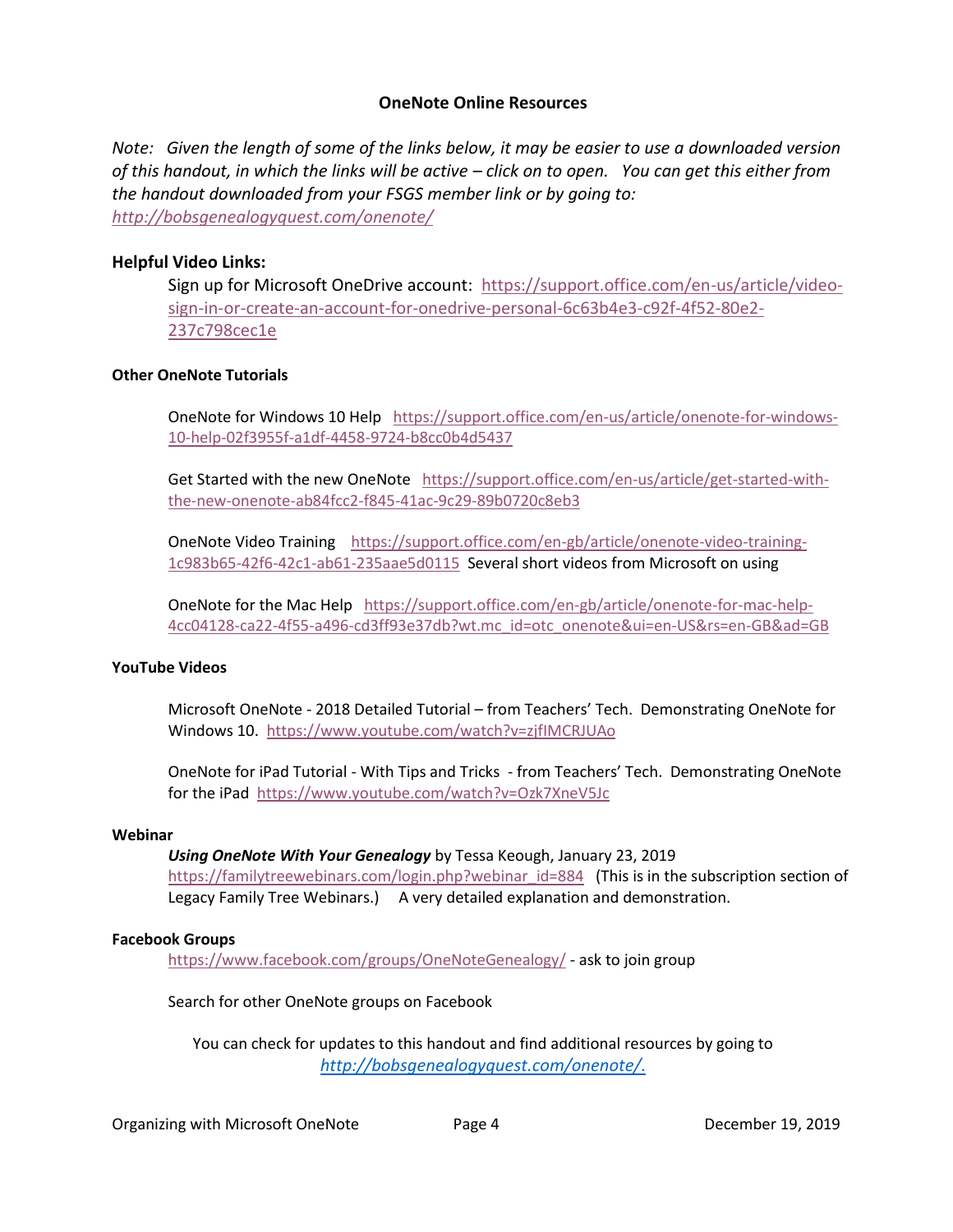# OneNote Online Resources

*Note: Given the length of some of the links below, it may be easier to use a downloaded version of this handout, in which the links will be active – click on to open. You can get this either from the handout downloaded from your FSGS member link or by going to: http://bobsgenealogyquest.com/onenote/*

## Helpful Video Links:

Sign up for Microsoft OneDrive account: https://support.office.com/en-us/article/video-sign-in-or-create-an-account-for-onedrive-personal-6c63b4e3-c92f-4f52-80e2-237c798cec1e

### Other OneNote Tutorials

OneNote for Windows 10 Help https://support.office.com/en-us/article/onenote-for-windows-10-help-02f3955f-a1df-4458-9724-b8cc0b4d5437

Get Started with the new OneNote https://support.office.com/en-us/article/get-started-with-the-new-onenote-ab84fcc2-f845-41ac-9c29-89b0720c8eb3

OneNote Video Training https://support.office.com/en-gb/article/onenote-video-training-1c983b65-42f6-42c1-ab61-235aae5d0115 Several short videos from Microsoft on using

OneNote for the Mac Help https://support.office.com/en-gb/article/onenote-for-mac-help-4cc04128-ca22-4f55-a496-cd3ff93e37db?wt.mc_id=otc_onenote&ui=en-US&rs=en-GB&ad=GB

### YouTube Videos

Microsoft OneNote - 2018 Detailed Tutorial – from Teachers' Tech. Demonstrating OneNote for Windows 10. https://www.youtube.com/watch?v=zjfIMCRJUAo

OneNote for iPad Tutorial - With Tips and Tricks - from Teachers' Tech. Demonstrating OneNote for the iPad https://www.youtube.com/watch?v=Ozk7XneV5Jc

### Webinar

***Using OneNote With Your Genealogy*** by Tessa Keough, January 23, 2019
https://familytreewebinars.com/login.php?webinar_id=884 (This is in the subscription section of Legacy Family Tree Webinars.) A very detailed explanation and demonstration.

### Facebook Groups

https://www.facebook.com/groups/OneNoteGenealogy/ - ask to join group

Search for other OneNote groups on Facebook

You can check for updates to this handout and find additional resources by going to *http://bobsgenealogyquest.com/onenote/.*